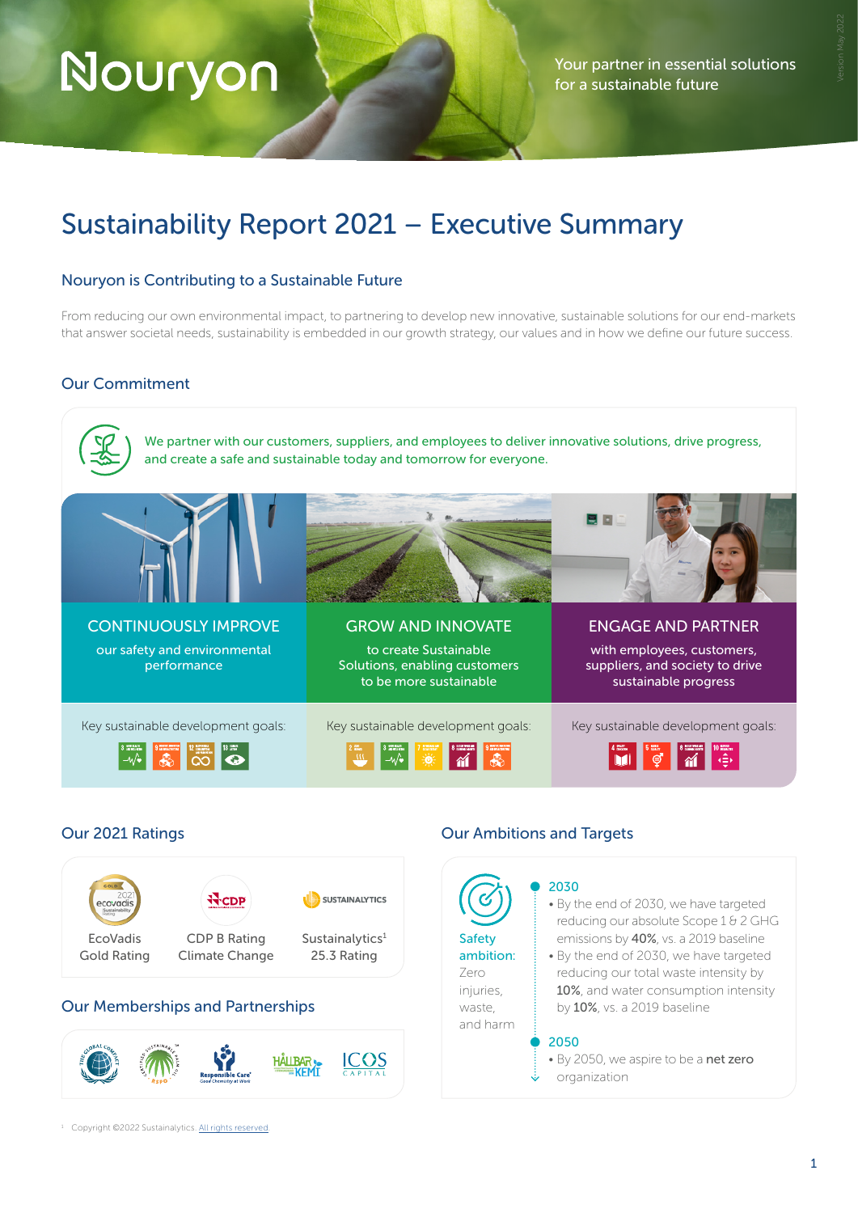Nouryon

Your partner in essential solutions for a sustainable future

Version May 2022

# Sustainability Report 2021 – Executive Summary

## Nouryon is Contributing to a Sustainable Future

From reducing our own environmental impact, to partnering to develop new innovative, sustainable solutions for our end-markets that answer societal needs, sustainability is embedded in our growth strategy, our values and in how we define our future success.

## Our Commitment

We partner with our customers, suppliers, and employees to deliver innovative solutions, drive progress, and create a safe and sustainable today and tomorrow for everyone.

### CONTINUOUSLY IMPROVE

our safety and environmental performance

Key sustainable development goals:

### GROW AND INNOVATE

to create Sustainable Solutions, enabling customers to be more sustainable

Key sustainable development goals:

### ENGAGE AND PARTNER

with employees, customers, suppliers, and society to drive sustainable progress

Key sustainable development goals:

## Our 2021 Ratings

- EcoVadis Gold Rating
- CDP B Rating Climate Change
- Sustainalytics[1] 25.3 Rating

## Our Memberships and Partnerships

## Our Ambitions and Targets

**Safety ambition:** Zero injuries, waste, and harm

**2030**

- By the end of 2030, we have targeted reducing our absolute Scope 1 & 2 GHG emissions by **40%**, vs. a 2019 baseline
- By the end of 2030, we have targeted reducing our total waste intensity by **10%**, and water consumption intensity by **10%**, vs. a 2019 baseline

**2050**

- By 2050, we aspire to be a **net zero** organization

[1] Copyright ©2022 Sustainalytics. All rights reserved.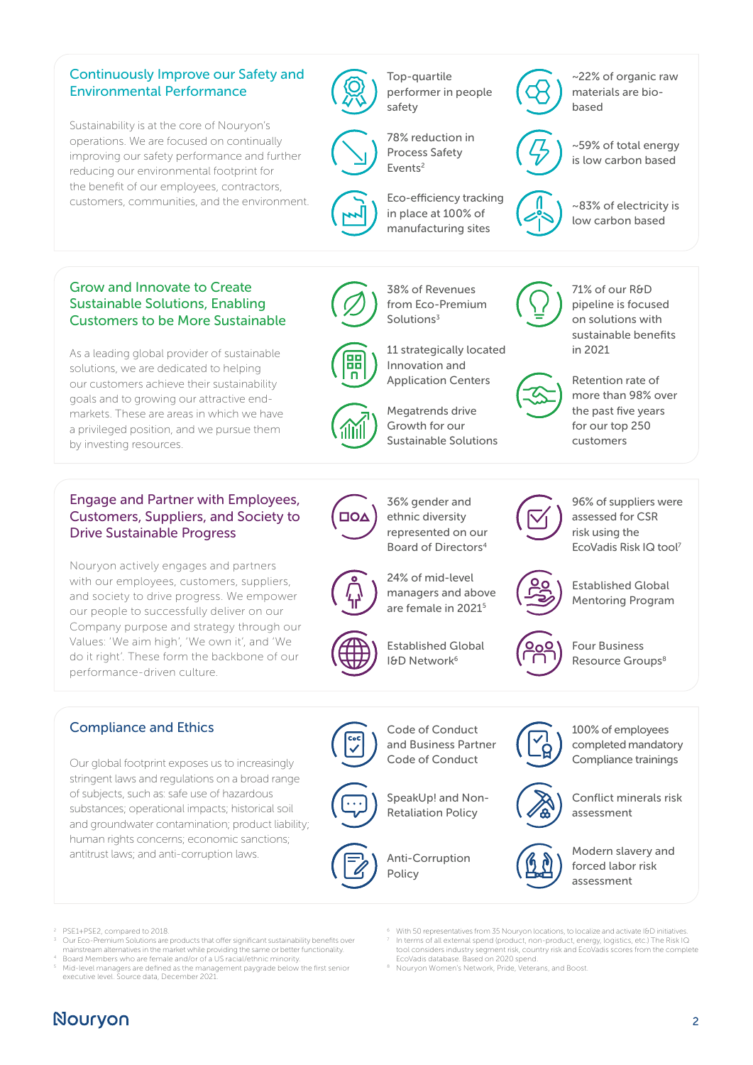## Continuously Improve our Safety and Environmental Performance

Sustainability is at the core of Nouryon's operations. We are focused on continually improving our safety performance and further reducing our environmental footprint for the benefit of our employees, contractors, customers, communities, and the environment.

- Top-quartile performer in people safety
- 78% reduction in Process Safety Events[2]
- Eco-efficiency tracking in place at 100% of manufacturing sites
- ~22% of organic raw materials are bio-based
- ~59% of total energy is low carbon based
- ~83% of electricity is low carbon based

## Grow and Innovate to Create Sustainable Solutions, Enabling Customers to be More Sustainable

As a leading global provider of sustainable solutions, we are dedicated to helping our customers achieve their sustainability goals and to growing our attractive end-markets. These are areas in which we have a privileged position, and we pursue them by investing resources.

- 38% of Revenues from Eco-Premium Solutions[3]
- 11 strategically located Innovation and Application Centers
- Megatrends drive Growth for our Sustainable Solutions
- 71% of our R&D pipeline is focused on solutions with sustainable benefits in 2021
- Retention rate of more than 98% over the past five years for our top 250 customers

## Engage and Partner with Employees, Customers, Suppliers, and Society to Drive Sustainable Progress

Nouryon actively engages and partners with our employees, customers, suppliers, and society to drive progress. We empower our people to successfully deliver on our Company purpose and strategy through our Values: 'We aim high', 'We own it', and 'We do it right'. These form the backbone of our performance-driven culture.

- 36% gender and ethnic diversity represented on our Board of Directors[4]
- 24% of mid-level managers and above are female in 2021[5]
- Established Global I&D Network[6]
- 96% of suppliers were assessed for CSR risk using the EcoVadis Risk IQ tool[7]
- Established Global Mentoring Program
- Four Business Resource Groups[8]

## Compliance and Ethics

Our global footprint exposes us to increasingly stringent laws and regulations on a broad range of subjects, such as: safe use of hazardous substances; operational impacts; historical soil and groundwater contamination; product liability; human rights concerns; economic sanctions; antitrust laws; and anti-corruption laws.

- Code of Conduct and Business Partner Code of Conduct
- SpeakUp! and Non-Retaliation Policy
- Anti-Corruption Policy
- 100% of employees completed mandatory Compliance trainings
- Conflict minerals risk assessment
- Modern slavery and forced labor risk assessment

---

[2] PSE1+PSE2, compared to 2018.
[3] Our Eco-Premium Solutions are products that offer significant sustainability benefits over mainstream alternatives in the market while providing the same or better functionality.
[4] Board Members who are female and/or of a US racial/ethnic minority.
[5] Mid-level managers are defined as the management paygrade below the first senior executive level. Source data, December 2021.
[6] With 50 representatives from 35 Nouryon locations, to localize and activate I&D initiatives.
[7] In terms of all external spend (product, non-product, energy, logistics, etc.) The Risk IQ tool considers industry segment risk, country risk and EcoVadis scores from the complete EcoVadis database. Based on 2020 spend.
[8] Nouryon Women's Network, Pride, Veterans, and Boost.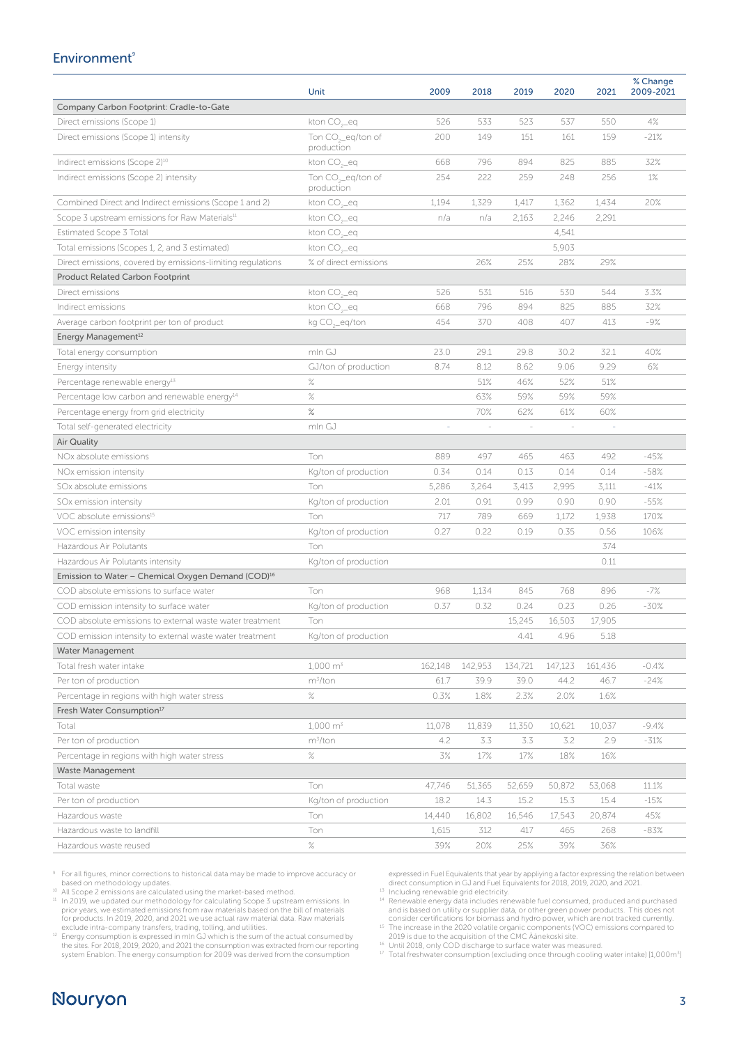## Environment[9]

| | Unit | 2009 | 2018 | 2019 | 2020 | 2021 | % Change 2009-2021 |
|---|---|---|---|---|---|---|---|
| **Company Carbon Footprint: Cradle-to-Gate** | | | | | | | |
| Direct emissions (Scope 1) | kton $CO_2$_eq | 526 | 533 | 523 | 537 | 550 | 4% |
| Direct emissions (Scope 1) intensity | Ton $CO_2$_eq/ton of production | 200 | 149 | 151 | 161 | 159 | -21% |
| Indirect emissions (Scope 2)[10] | kton $CO_2$_eq | 668 | 796 | 894 | 825 | 885 | 32% |
| Indirect emissions (Scope 2) intensity | Ton $CO_2$_eq/ton of production | 254 | 222 | 259 | 248 | 256 | 1% |
| Combined Direct and Indirect emissions (Scope 1 and 2) | kton $CO_2$_eq | 1,194 | 1,329 | 1,417 | 1,362 | 1,434 | 20% |
| Scope 3 upstream emissions for Raw Materials[11] | kton $CO_2$_eq | n/a | n/a | 2,163 | 2,246 | 2,291 | |
| Estimated Scope 3 Total | kton $CO_2$_eq | | | | 4,541 | | |
| Total emissions (Scopes 1, 2, and 3 estimated) | kton $CO_2$_eq | | | | 5,903 | | |
| Direct emissions, covered by emissions-limiting regulations | % of direct emissions | | 26% | 25% | 28% | 29% | |
| **Product Related Carbon Footprint** | | | | | | | |
| Direct emissions | kton $CO_2$_eq | 526 | 531 | 516 | 530 | 544 | 3.3% |
| Indirect emissions | kton $CO_2$_eq | 668 | 796 | 894 | 825 | 885 | 32% |
| Average carbon footprint per ton of product | kg $CO_2$_eq/ton | 454 | 370 | 408 | 407 | 413 | -9% |
| **Energy Management[12]** | | | | | | | |
| Total energy consumption | mln GJ | 23.0 | 29.1 | 29.8 | 30.2 | 32.1 | 40% |
| Energy intensity | GJ/ton of production | 8.74 | 8.12 | 8.62 | 9.06 | 9.29 | 6% |
| Percentage renewable energy[13] | % | | 51% | 46% | 52% | 51% | |
| Percentage low carbon and renewable energy[14] | % | | 63% | 59% | 59% | 59% | |
| Percentage energy from grid electricity | % | | 70% | 62% | 61% | 60% | |
| Total self-generated electricity | mln GJ | - | - | - | - | - | |
| **Air Quality** | | | | | | | |
| NOx absolute emissions | Ton | 889 | 497 | 465 | 463 | 492 | -45% |
| NOx emission intensity | Kg/ton of production | 0.34 | 0.14 | 0.13 | 0.14 | 0.14 | -58% |
| SOx absolute emissions | Ton | 5,286 | 3,264 | 3,413 | 2,995 | 3,111 | -41% |
| SOx emission intensity | Kg/ton of production | 2.01 | 0.91 | 0.99 | 0.90 | 0.90 | -55% |
| VOC absolute emissions[15] | Ton | 717 | 789 | 669 | 1,172 | 1,938 | 170% |
| VOC emission intensity | Kg/ton of production | 0.27 | 0.22 | 0.19 | 0.35 | 0.56 | 106% |
| Hazardous Air Polutants | Ton | | | | | 374 | |
| Hazardous Air Polutants intensity | Kg/ton of production | | | | | 0.11 | |
| **Emission to Water – Chemical Oxygen Demand (COD)[16]** | | | | | | | |
| COD absolute emissions to surface water | Ton | 968 | 1,134 | 845 | 768 | 896 | -7% |
| COD emission intensity to surface water | Kg/ton of production | 0.37 | 0.32 | 0.24 | 0.23 | 0.26 | -30% |
| COD absolute emissions to external waste water treatment | Ton | | | 15,245 | 16,503 | 17,905 | |
| COD emission intensity to external waste water treatment | Kg/ton of production | | | 4.41 | 4.96 | 5.18 | |
| **Water Management** | | | | | | | |
| Total fresh water intake | 1,000 $m^3$ | 162,148 | 142,953 | 134,721 | 147,123 | 161,436 | -0.4% |
| Per ton of production | $m^3$/ton | 61.7 | 39.9 | 39.0 | 44.2 | 46.7 | -24% |
| Percentage in regions with high water stress | % | 0.3% | 1.8% | 2.3% | 2.0% | 1.6% | |
| **Fresh Water Consumption[17]** | | | | | | | |
| Total | 1,000 $m^3$ | 11,078 | 11,839 | 11,350 | 10,621 | 10,037 | -9.4% |
| Per ton of production | $m^3$/ton | 4.2 | 3.3 | 3.3 | 3.2 | 2.9 | -31% |
| Percentage in regions with high water stress | % | 3% | 17% | 17% | 18% | 16% | |
| **Waste Management** | | | | | | | |
| Total waste | Ton | 47,746 | 51,365 | 52,659 | 50,872 | 53,068 | 11.1% |
| Per ton of production | Kg/ton of production | 18.2 | 14.3 | 15.2 | 15.3 | 15.4 | -15% |
| Hazardous waste | Ton | 14,440 | 16,802 | 16,546 | 17,543 | 20,874 | 45% |
| Hazardous waste to landfill | Ton | 1,615 | 312 | 417 | 465 | 268 | -83% |
| Hazardous waste reused | % | 39% | 20% | 25% | 39% | 36% | |

[9] For all figures, minor corrections to historical data may be made to improve accuracy or based on methodology updates.
[10] All Scope 2 emissions are calculated using the market-based method.
[11] In 2019, we updated our methodology for calculating Scope 3 upstream emissions. In prior years, we estimated emissions from raw materials based on the bill of materials for products. In 2019, 2020, and 2021 we use actual raw material data. Raw materials exclude intra-company transfers, trading, tolling, and utilities.
[12] Energy consumption is expressed in mln GJ which is the sum of the actual consumed by the sites. For 2018, 2019, 2020, and 2021 the consumption was extracted from our reporting system Enablon. The energy consumption for 2009 was derived from the consumption expressed in Fuel Equivalents that year by appliying a factor expressing the relation between direct consumption in GJ and Fuel Equivalents for 2018, 2019, 2020, and 2021.
[13] Including renewable grid electricity.
[14] Renewable energy data includes renewable fuel consumed, produced and purchased and is based on utility or supplier data, or other green power products. This does not consider certifications for biomass and hydro power, which are not tracked currently.
[15] The increase in the 2020 volatile organic components (VOC) emissions compared to 2019 is due to the acquisition of the CMC Äänekoski site.
[16] Until 2018, only COD discharge to surface water was measured.
[17] Total freshwater consumption (excluding once through cooling water intake) [1,000$m^3$]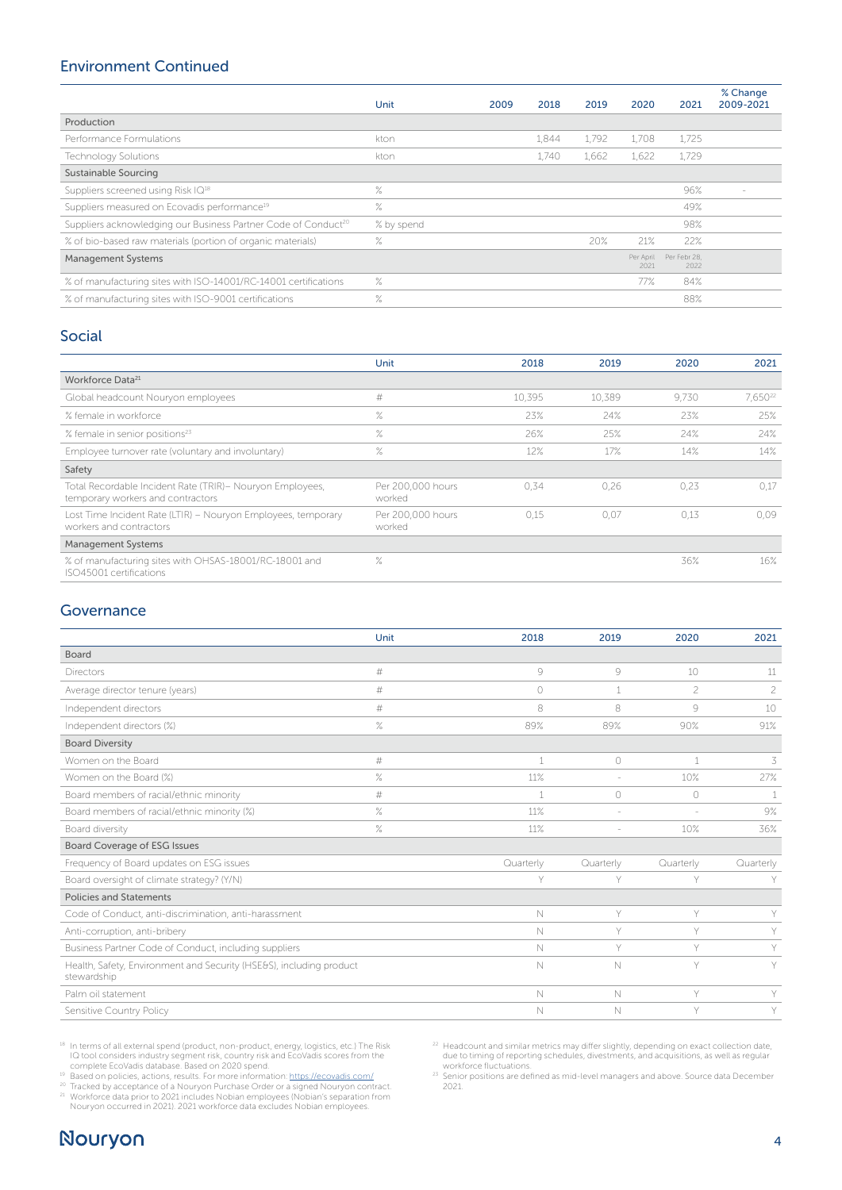## Environment Continued

| | Unit | 2009 | 2018 | 2019 | 2020 | 2021 | % Change 2009-2021 |
|---|---|---|---|---|---|---|---|
| Production | | | | | | | |
| Performance Formulations | kton | | 1,844 | 1,792 | 1,708 | 1,725 | |
| Technology Solutions | kton | | 1,740 | 1,662 | 1,622 | 1,729 | |
| Sustainable Sourcing | | | | | | | |
| Suppliers screened using Risk IQ[18] | % | | | | | 96% | - |
| Suppliers measured on Ecovadis performance[19] | % | | | | | 49% | |
| Suppliers acknowledging our Business Partner Code of Conduct[20] | % by spend | | | | | 98% | |
| % of bio-based raw materials (portion of organic materials) | % | | | 20% | 21% | 22% | |
| Management Systems | | | | | Per April 2021 | Per Febr 28, 2022 | |
| % of manufacturing sites with ISO-14001/RC-14001 certifications | % | | | | 77% | 84% | |
| % of manufacturing sites with ISO-9001 certifications | % | | | | | 88% | |

## Social

| | Unit | 2018 | 2019 | 2020 | 2021 |
|---|---|---|---|---|---|
| Workforce Data[21] | | | | | |
| Global headcount Nouryon employees | # | 10,395 | 10,389 | 9,730 | 7,650[22] |
| % female in workforce | % | 23% | 24% | 23% | 25% |
| % female in senior positions[23] | % | 26% | 25% | 24% | 24% |
| Employee turnover rate (voluntary and involuntary) | % | 12% | 17% | 14% | 14% |
| Safety | | | | | |
| Total Recordable Incident Rate (TRIR)– Nouryon Employees, temporary workers and contractors | Per 200,000 hours worked | 0,34 | 0,26 | 0,23 | 0,17 |
| Lost Time Incident Rate (LTIR) – Nouryon Employees, temporary workers and contractors | Per 200,000 hours worked | 0,15 | 0,07 | 0,13 | 0,09 |
| Management Systems | | | | | |
| % of manufacturing sites with OHSAS-18001/RC-18001 and ISO45001 certifications | % | | | 36% | 16% |

## Governance

| | Unit | 2018 | 2019 | 2020 | 2021 |
|---|---|---|---|---|---|
| Board | | | | | |
| Directors | # | 9 | 9 | 10 | 11 |
| Average director tenure (years) | # | 0 | 1 | 2 | 2 |
| Independent directors | # | 8 | 8 | 9 | 10 |
| Independent directors (%) | % | 89% | 89% | 90% | 91% |
| Board Diversity | | | | | |
| Women on the Board | # | 1 | 0 | 1 | 3 |
| Women on the Board (%) | % | 11% | - | 10% | 27% |
| Board members of racial/ethnic minority | # | 1 | 0 | 0 | 1 |
| Board members of racial/ethnic minority (%) | % | 11% | - | - | 9% |
| Board diversity | % | 11% | - | 10% | 36% |
| Board Coverage of ESG Issues | | | | | |
| Frequency of Board updates on ESG issues | | Quarterly | Quarterly | Quarterly | Quarterly |
| Board oversight of climate strategy? (Y/N) | | Y | Y | Y | Y |
| Policies and Statements | | | | | |
| Code of Conduct, anti-discrimination, anti-harassment | | N | Y | Y | Y |
| Anti-corruption, anti-bribery | | N | Y | Y | Y |
| Business Partner Code of Conduct, including suppliers | | N | Y | Y | Y |
| Health, Safety, Environment and Security (HSE&S), including product stewardship | | N | N | Y | Y |
| Palm oil statement | | N | N | Y | Y |
| Sensitive Country Policy | | N | N | Y | Y |

[18] In terms of all external spend (product, non-product, energy, logistics, etc.) The Risk IQ tool considers industry segment risk, country risk and EcoVadis scores from the complete EcoVadis database. Based on 2020 spend.

[19] Based on policies, actions, results. For more information: https://ecovadis.com/

[20] Tracked by acceptance of a Nouryon Purchase Order or a signed Nouryon contract.

[21] Workforce data prior to 2021 includes Nobian employees (Nobian's separation from Nouryon occurred in 2021). 2021 workforce data excludes Nobian employees.

[22] Headcount and similar metrics may differ slightly, depending on exact collection date, due to timing of reporting schedules, divestments, and acquisitions, as well as regular workforce fluctuations.

[23] Senior positions are defined as mid-level managers and above. Source data December 2021.